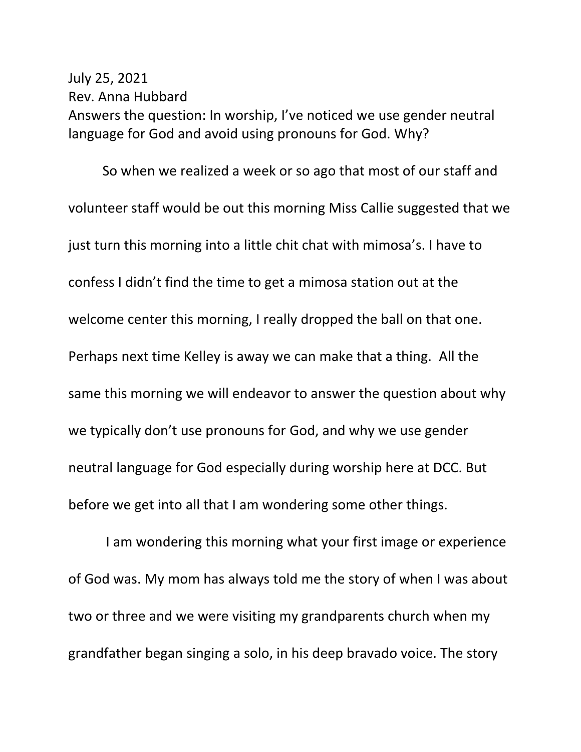July 25, 2021
Rev. Anna Hubbard
Answers the question: In worship, I've noticed we use gender neutral language for God and avoid using pronouns for God. Why?

So when we realized a week or so ago that most of our staff and volunteer staff would be out this morning Miss Callie suggested that we just turn this morning into a little chit chat with mimosa's. I have to confess I didn't find the time to get a mimosa station out at the welcome center this morning, I really dropped the ball on that one. Perhaps next time Kelley is away we can make that a thing. All the same this morning we will endeavor to answer the question about why we typically don't use pronouns for God, and why we use gender neutral language for God especially during worship here at DCC. But before we get into all that I am wondering some other things.

I am wondering this morning what your first image or experience of God was. My mom has always told me the story of when I was about two or three and we were visiting my grandparents church when my grandfather began singing a solo, in his deep bravado voice. The story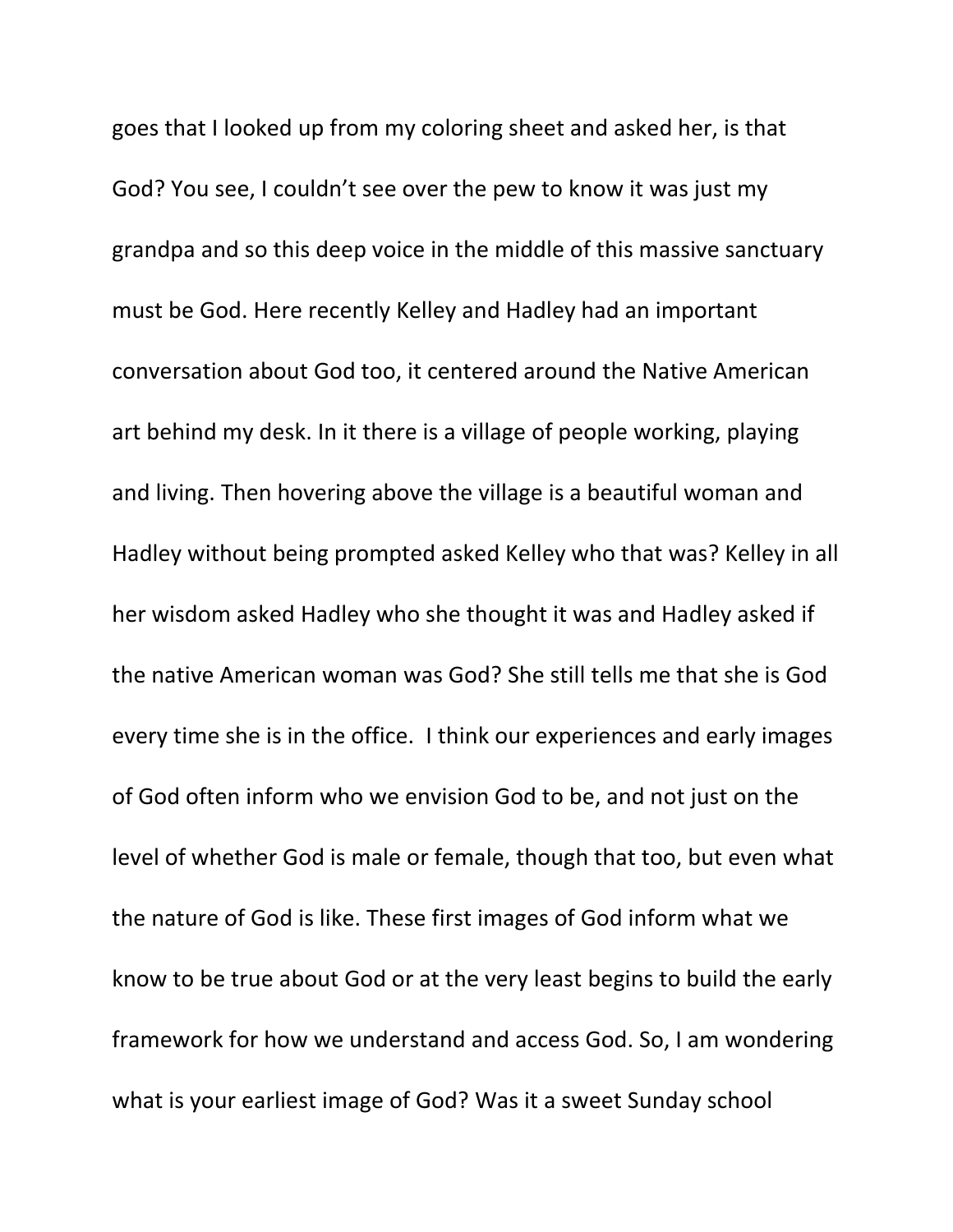goes that I looked up from my coloring sheet and asked her, is that God? You see, I couldn't see over the pew to know it was just my grandpa and so this deep voice in the middle of this massive sanctuary must be God. Here recently Kelley and Hadley had an important conversation about God too, it centered around the Native American art behind my desk. In it there is a village of people working, playing and living. Then hovering above the village is a beautiful woman and Hadley without being prompted asked Kelley who that was? Kelley in all her wisdom asked Hadley who she thought it was and Hadley asked if the native American woman was God? She still tells me that she is God every time she is in the office.  I think our experiences and early images of God often inform who we envision God to be, and not just on the level of whether God is male or female, though that too, but even what the nature of God is like. These first images of God inform what we know to be true about God or at the very least begins to build the early framework for how we understand and access God. So, I am wondering what is your earliest image of God? Was it a sweet Sunday school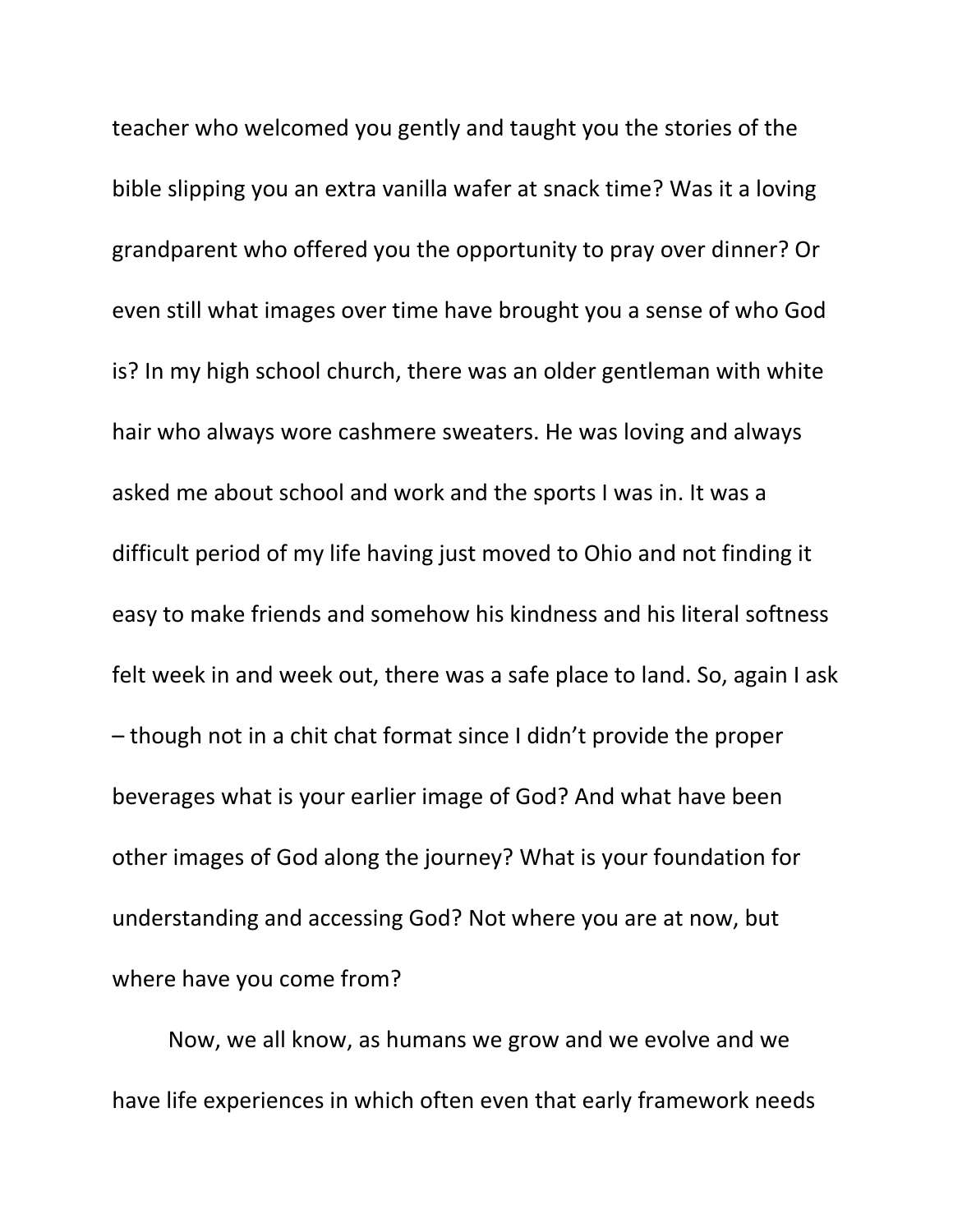teacher who welcomed you gently and taught you the stories of the bible slipping you an extra vanilla wafer at snack time? Was it a loving grandparent who offered you the opportunity to pray over dinner? Or even still what images over time have brought you a sense of who God is? In my high school church, there was an older gentleman with white hair who always wore cashmere sweaters. He was loving and always asked me about school and work and the sports I was in. It was a difficult period of my life having just moved to Ohio and not finding it easy to make friends and somehow his kindness and his literal softness felt week in and week out, there was a safe place to land. So, again I ask – though not in a chit chat format since I didn't provide the proper beverages what is your earlier image of God? And what have been other images of God along the journey? What is your foundation for understanding and accessing God? Not where you are at now, but where have you come from?

Now, we all know, as humans we grow and we evolve and we have life experiences in which often even that early framework needs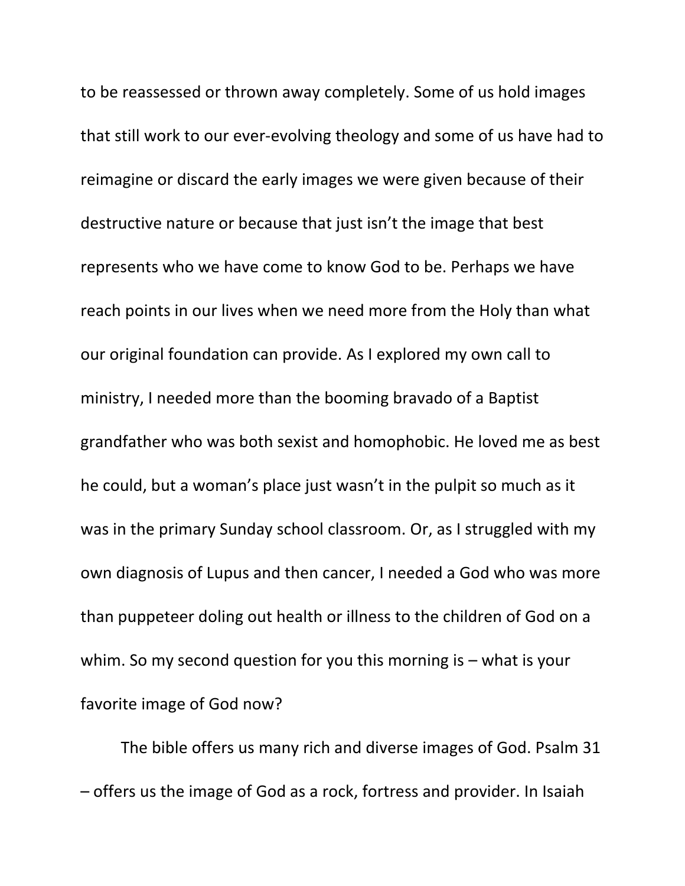to be reassessed or thrown away completely. Some of us hold images that still work to our ever-evolving theology and some of us have had to reimagine or discard the early images we were given because of their destructive nature or because that just isn't the image that best represents who we have come to know God to be. Perhaps we have reach points in our lives when we need more from the Holy than what our original foundation can provide. As I explored my own call to ministry, I needed more than the booming bravado of a Baptist grandfather who was both sexist and homophobic. He loved me as best he could, but a woman's place just wasn't in the pulpit so much as it was in the primary Sunday school classroom. Or, as I struggled with my own diagnosis of Lupus and then cancer, I needed a God who was more than puppeteer doling out health or illness to the children of God on a whim. So my second question for you this morning is – what is your favorite image of God now?

The bible offers us many rich and diverse images of God. Psalm 31 – offers us the image of God as a rock, fortress and provider. In Isaiah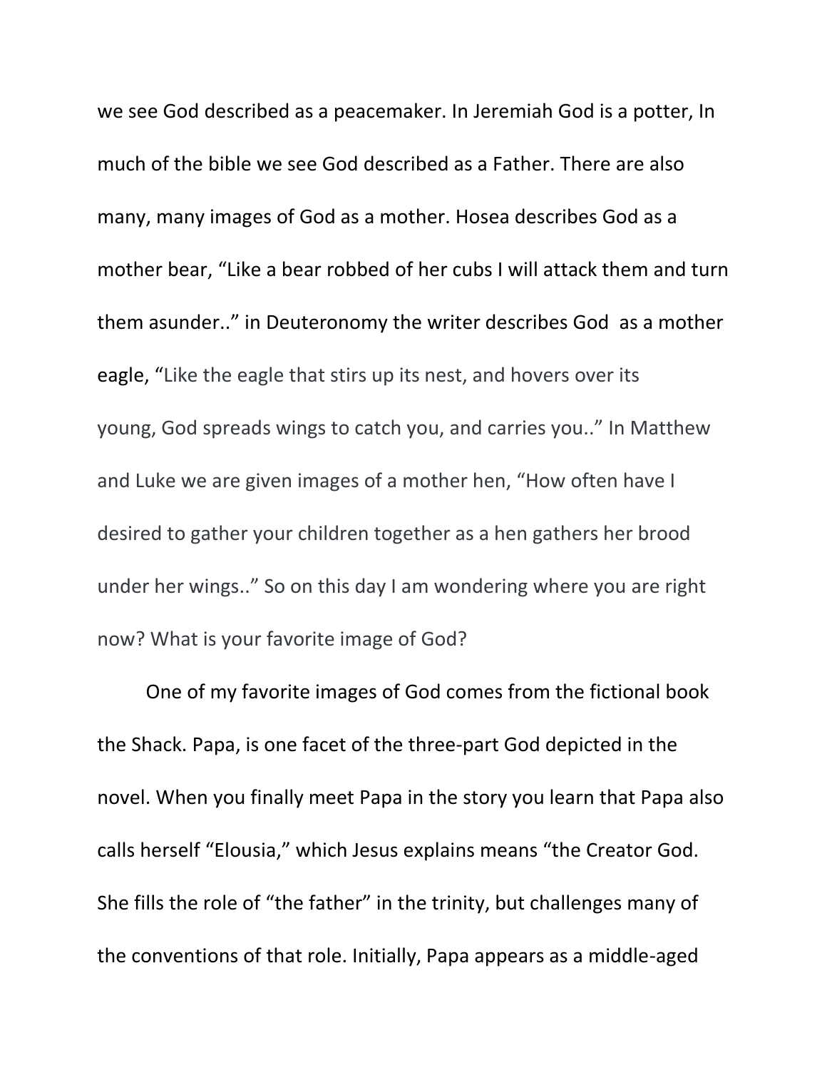we see God described as a peacemaker. In Jeremiah God is a potter, In much of the bible we see God described as a Father. There are also many, many images of God as a mother. Hosea describes God as a mother bear, "Like a bear robbed of her cubs I will attack them and turn them asunder.." in Deuteronomy the writer describes God as a mother eagle, "Like the eagle that stirs up its nest, and hovers over its young, God spreads wings to catch you, and carries you.." In Matthew and Luke we are given images of a mother hen, "How often have I desired to gather your children together as a hen gathers her brood under her wings.." So on this day I am wondering where you are right now? What is your favorite image of God?

One of my favorite images of God comes from the fictional book the Shack. Papa, is one facet of the three-part God depicted in the novel. When you finally meet Papa in the story you learn that Papa also calls herself "Elousia," which Jesus explains means "the Creator God. She fills the role of "the father" in the trinity, but challenges many of the conventions of that role. Initially, Papa appears as a middle-aged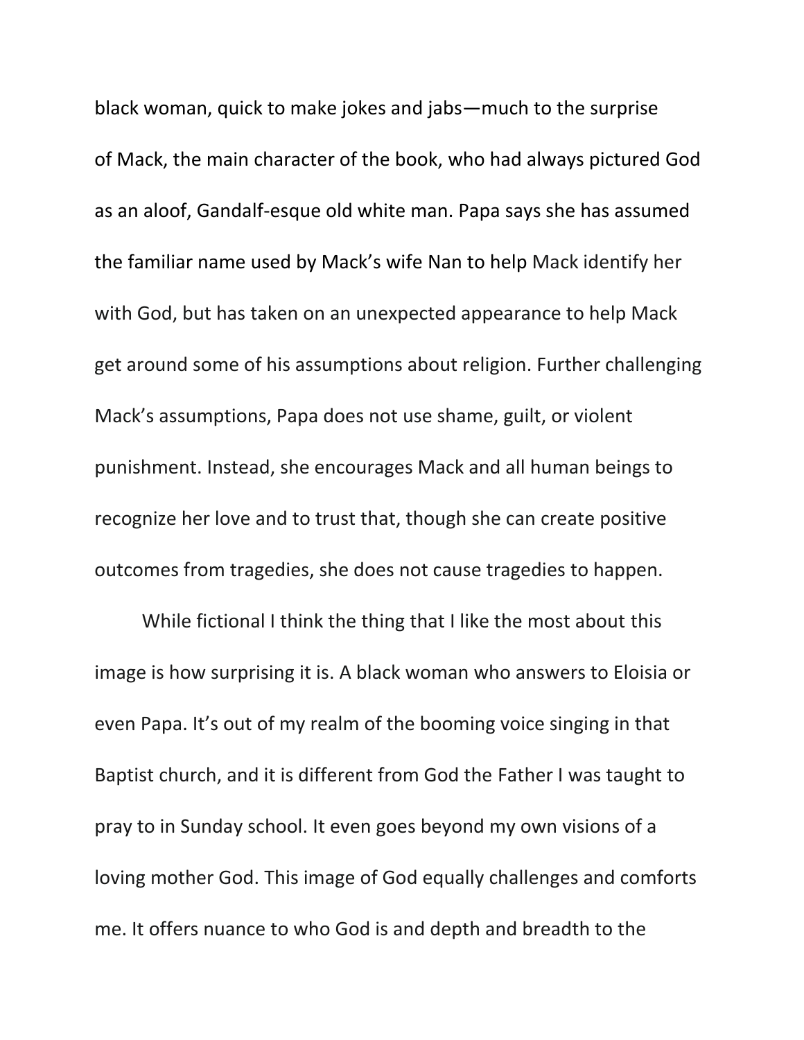black woman, quick to make jokes and jabs—much to the surprise of Mack, the main character of the book, who had always pictured God as an aloof, Gandalf-esque old white man. Papa says she has assumed the familiar name used by Mack's wife Nan to help Mack identify her with God, but has taken on an unexpected appearance to help Mack get around some of his assumptions about religion. Further challenging Mack's assumptions, Papa does not use shame, guilt, or violent punishment. Instead, she encourages Mack and all human beings to recognize her love and to trust that, though she can create positive outcomes from tragedies, she does not cause tragedies to happen.

While fictional I think the thing that I like the most about this image is how surprising it is. A black woman who answers to Eloisia or even Papa. It's out of my realm of the booming voice singing in that Baptist church, and it is different from God the Father I was taught to pray to in Sunday school. It even goes beyond my own visions of a loving mother God. This image of God equally challenges and comforts me. It offers nuance to who God is and depth and breadth to the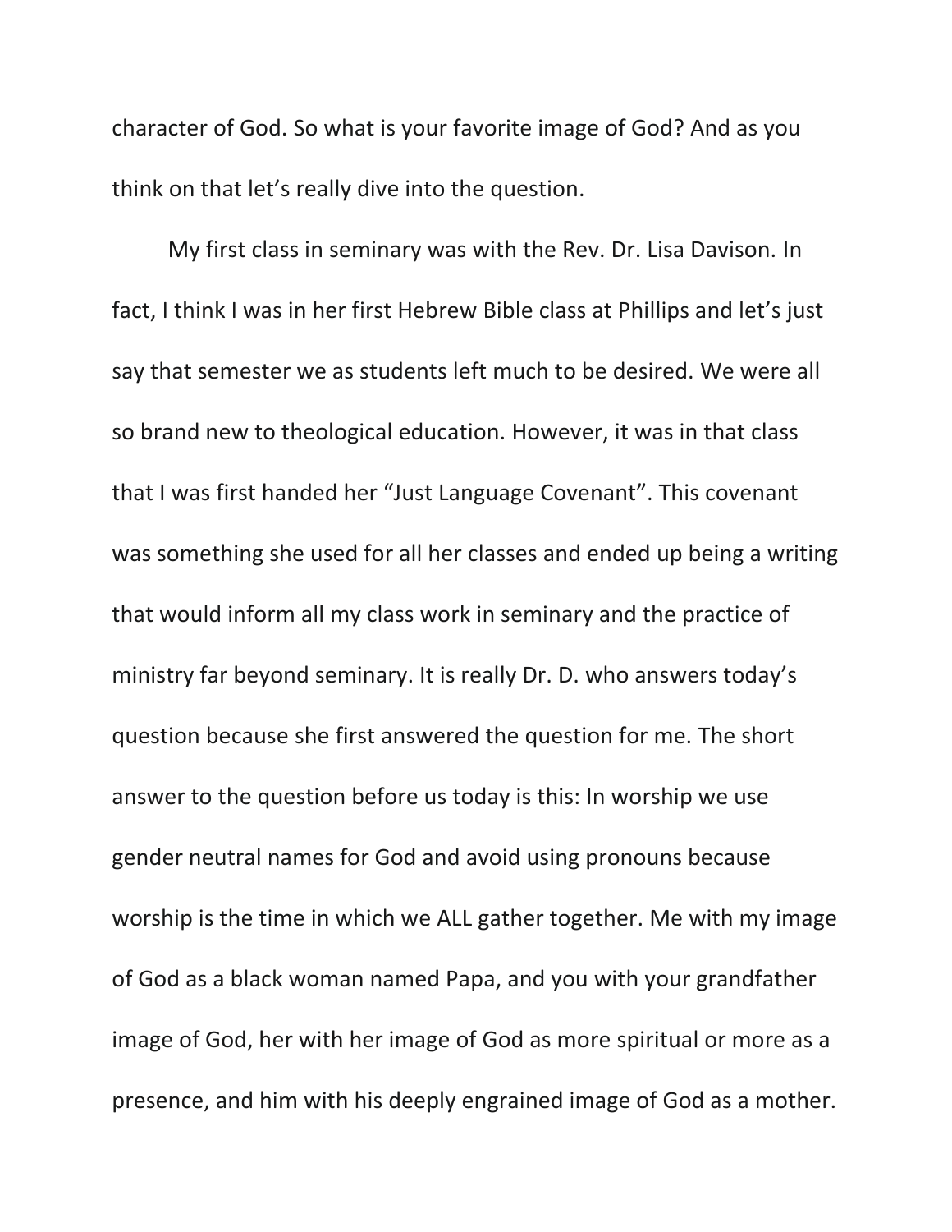character of God. So what is your favorite image of God? And as you think on that let's really dive into the question.

My first class in seminary was with the Rev. Dr. Lisa Davison. In fact, I think I was in her first Hebrew Bible class at Phillips and let's just say that semester we as students left much to be desired. We were all so brand new to theological education. However, it was in that class that I was first handed her "Just Language Covenant". This covenant was something she used for all her classes and ended up being a writing that would inform all my class work in seminary and the practice of ministry far beyond seminary. It is really Dr. D. who answers today's question because she first answered the question for me. The short answer to the question before us today is this: In worship we use gender neutral names for God and avoid using pronouns because worship is the time in which we ALL gather together. Me with my image of God as a black woman named Papa, and you with your grandfather image of God, her with her image of God as more spiritual or more as a presence, and him with his deeply engrained image of God as a mother.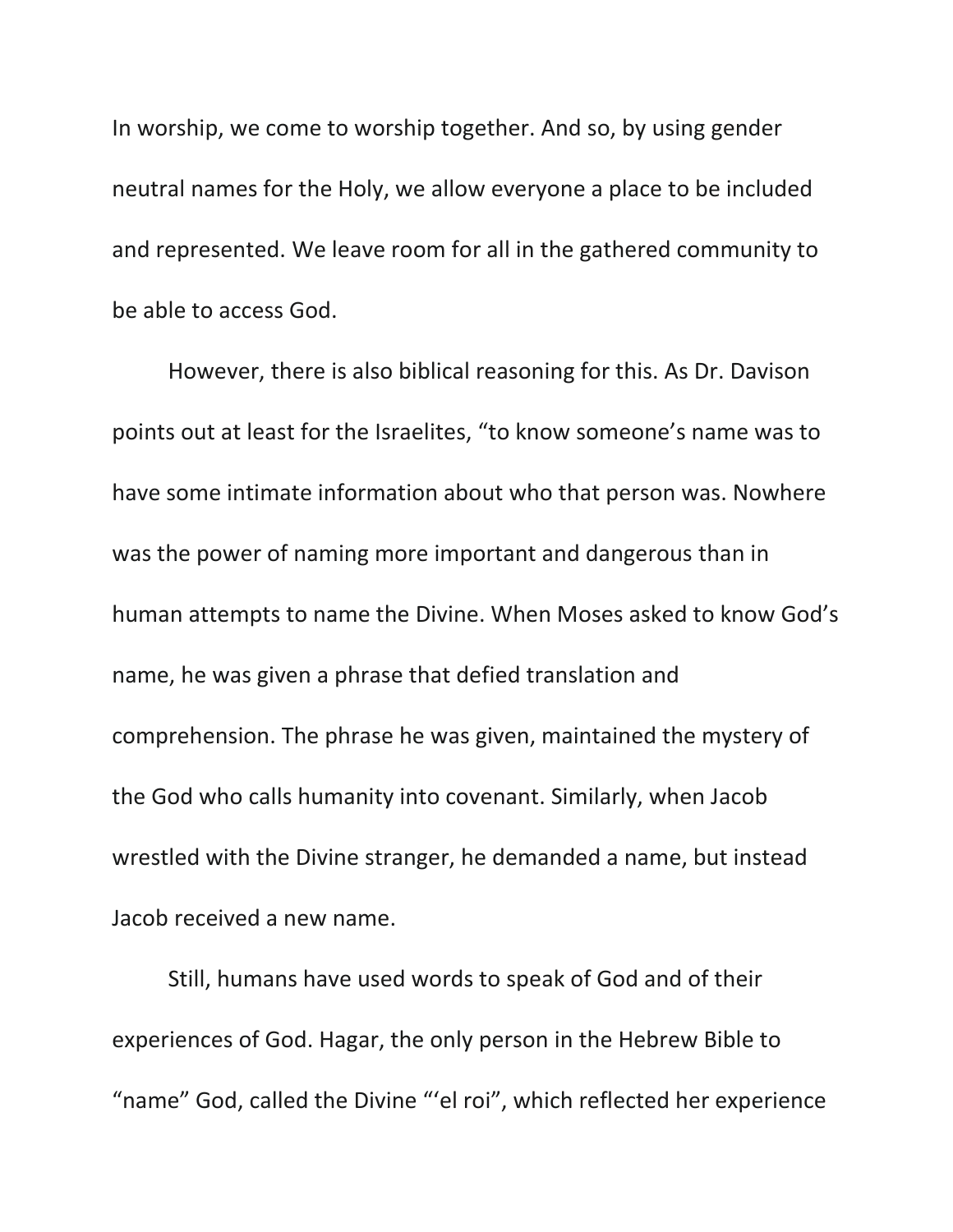In worship, we come to worship together. And so, by using gender neutral names for the Holy, we allow everyone a place to be included and represented. We leave room for all in the gathered community to be able to access God.

However, there is also biblical reasoning for this. As Dr. Davison points out at least for the Israelites, "to know someone's name was to have some intimate information about who that person was. Nowhere was the power of naming more important and dangerous than in human attempts to name the Divine. When Moses asked to know God's name, he was given a phrase that defied translation and comprehension. The phrase he was given, maintained the mystery of the God who calls humanity into covenant. Similarly, when Jacob wrestled with the Divine stranger, he demanded a name, but instead Jacob received a new name.

Still, humans have used words to speak of God and of their experiences of God. Hagar, the only person in the Hebrew Bible to "name" God, called the Divine "'el roi", which reflected her experience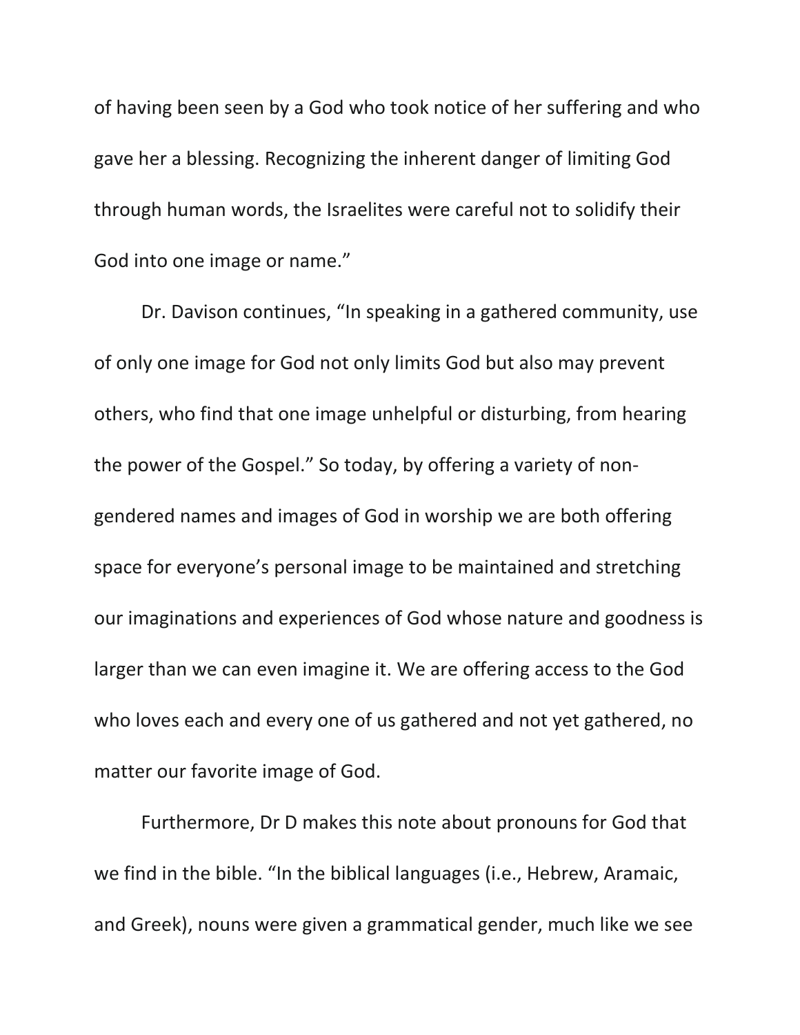of having been seen by a God who took notice of her suffering and who gave her a blessing. Recognizing the inherent danger of limiting God through human words, the Israelites were careful not to solidify their God into one image or name."

Dr. Davison continues, "In speaking in a gathered community, use of only one image for God not only limits God but also may prevent others, who find that one image unhelpful or disturbing, from hearing the power of the Gospel." So today, by offering a variety of non-gendered names and images of God in worship we are both offering space for everyone's personal image to be maintained and stretching our imaginations and experiences of God whose nature and goodness is larger than we can even imagine it. We are offering access to the God who loves each and every one of us gathered and not yet gathered, no matter our favorite image of God.

Furthermore, Dr D makes this note about pronouns for God that we find in the bible. "In the biblical languages (i.e., Hebrew, Aramaic, and Greek), nouns were given a grammatical gender, much like we see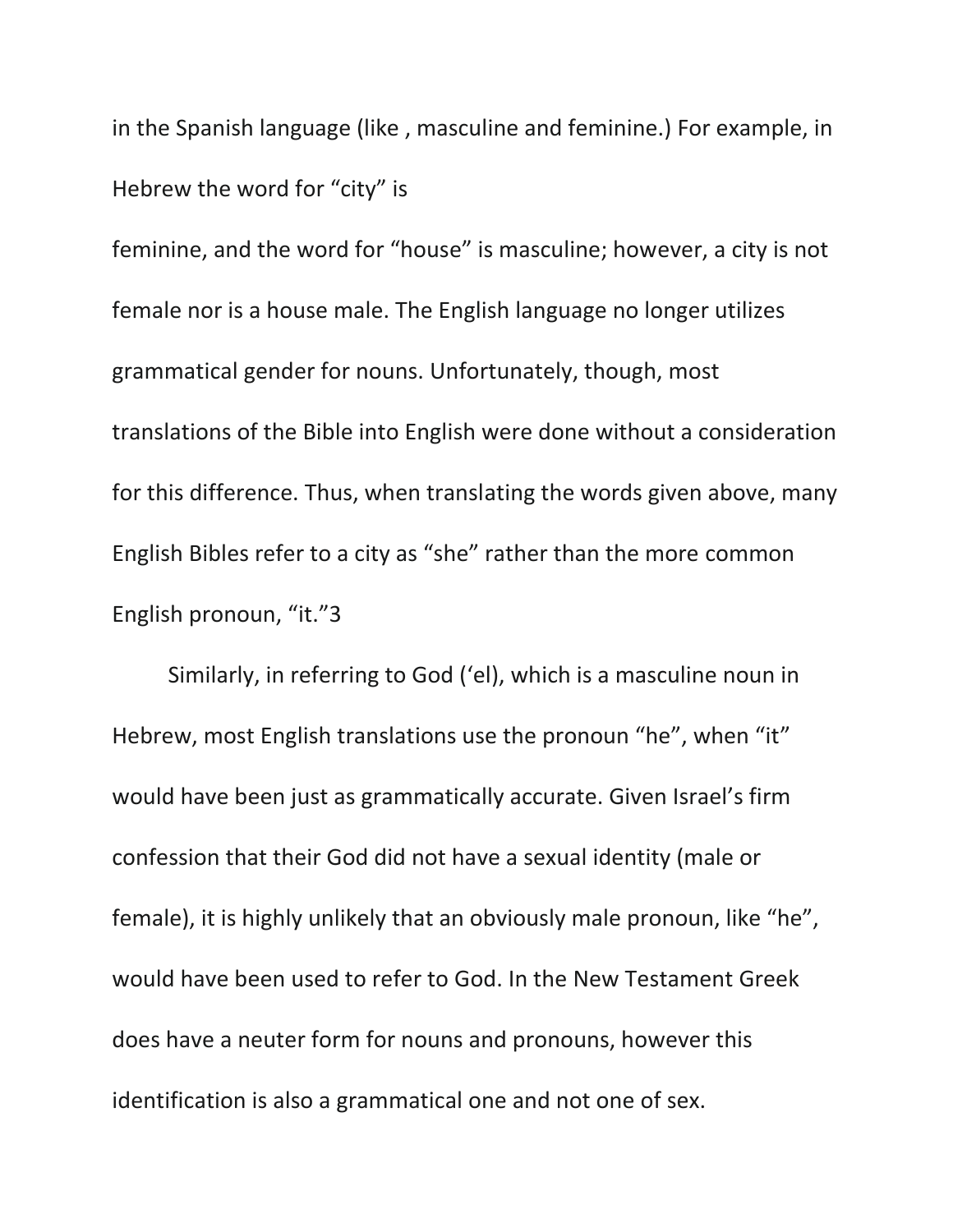in the Spanish language (like , masculine and feminine.) For example, in Hebrew the word for “city” is

feminine, and the word for “house” is masculine; however, a city is not female nor is a house male. The English language no longer utilizes grammatical gender for nouns. Unfortunately, though, most translations of the Bible into English were done without a consideration for this difference. Thus, when translating the words given above, many English Bibles refer to a city as “she” rather than the more common English pronoun, “it.”[3]

Similarly, in referring to God (‘el), which is a masculine noun in Hebrew, most English translations use the pronoun “he”, when “it” would have been just as grammatically accurate. Given Israel’s firm confession that their God did not have a sexual identity (male or female), it is highly unlikely that an obviously male pronoun, like “he”, would have been used to refer to God. In the New Testament Greek does have a neuter form for nouns and pronouns, however this identification is also a grammatical one and not one of sex.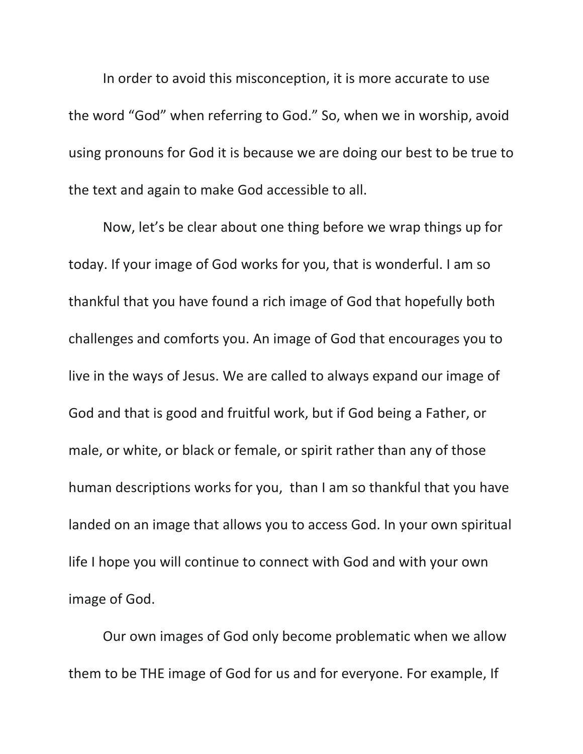In order to avoid this misconception, it is more accurate to use the word "God" when referring to God." So, when we in worship, avoid using pronouns for God it is because we are doing our best to be true to the text and again to make God accessible to all.

Now, let's be clear about one thing before we wrap things up for today. If your image of God works for you, that is wonderful. I am so thankful that you have found a rich image of God that hopefully both challenges and comforts you. An image of God that encourages you to live in the ways of Jesus. We are called to always expand our image of God and that is good and fruitful work, but if God being a Father, or male, or white, or black or female, or spirit rather than any of those human descriptions works for you,  than I am so thankful that you have landed on an image that allows you to access God. In your own spiritual life I hope you will continue to connect with God and with your own image of God.

Our own images of God only become problematic when we allow them to be THE image of God for us and for everyone. For example, If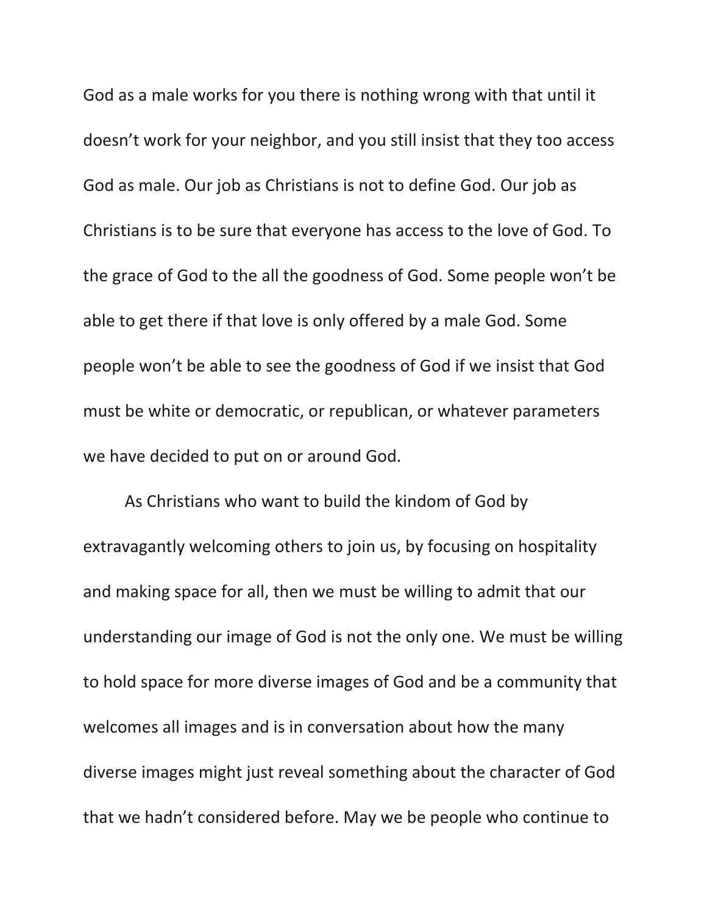God as a male works for you there is nothing wrong with that until it doesn't work for your neighbor, and you still insist that they too access God as male. Our job as Christians is not to define God. Our job as Christians is to be sure that everyone has access to the love of God. To the grace of God to the all the goodness of God. Some people won't be able to get there if that love is only offered by a male God. Some people won't be able to see the goodness of God if we insist that God must be white or democratic, or republican, or whatever parameters we have decided to put on or around God.

As Christians who want to build the kindom of God by extravagantly welcoming others to join us, by focusing on hospitality and making space for all, then we must be willing to admit that our understanding our image of God is not the only one. We must be willing to hold space for more diverse images of God and be a community that welcomes all images and is in conversation about how the many diverse images might just reveal something about the character of God that we hadn't considered before. May we be people who continue to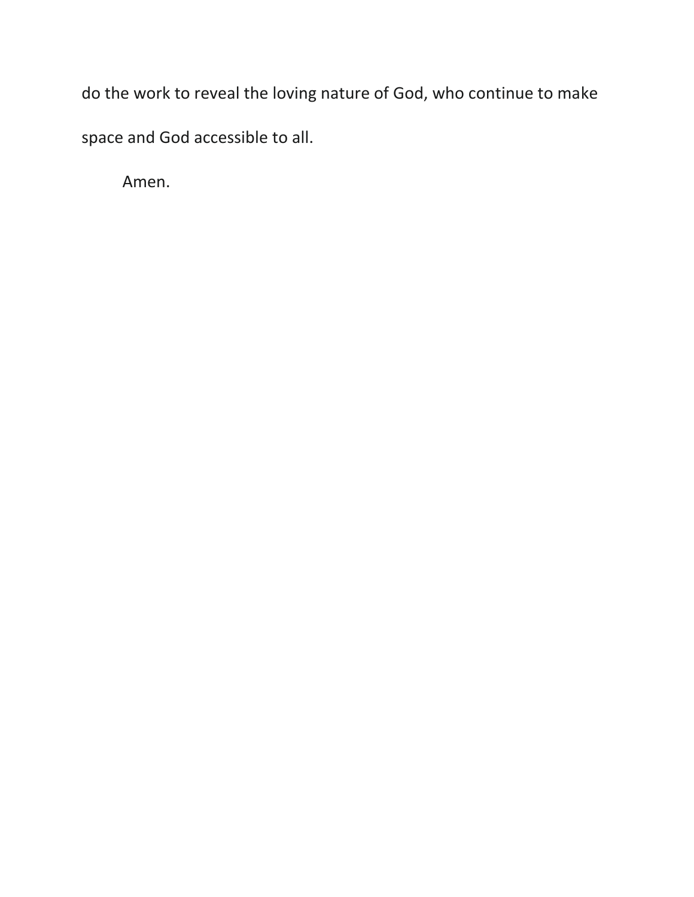do the work to reveal the loving nature of God, who continue to make space and God accessible to all.

Amen.